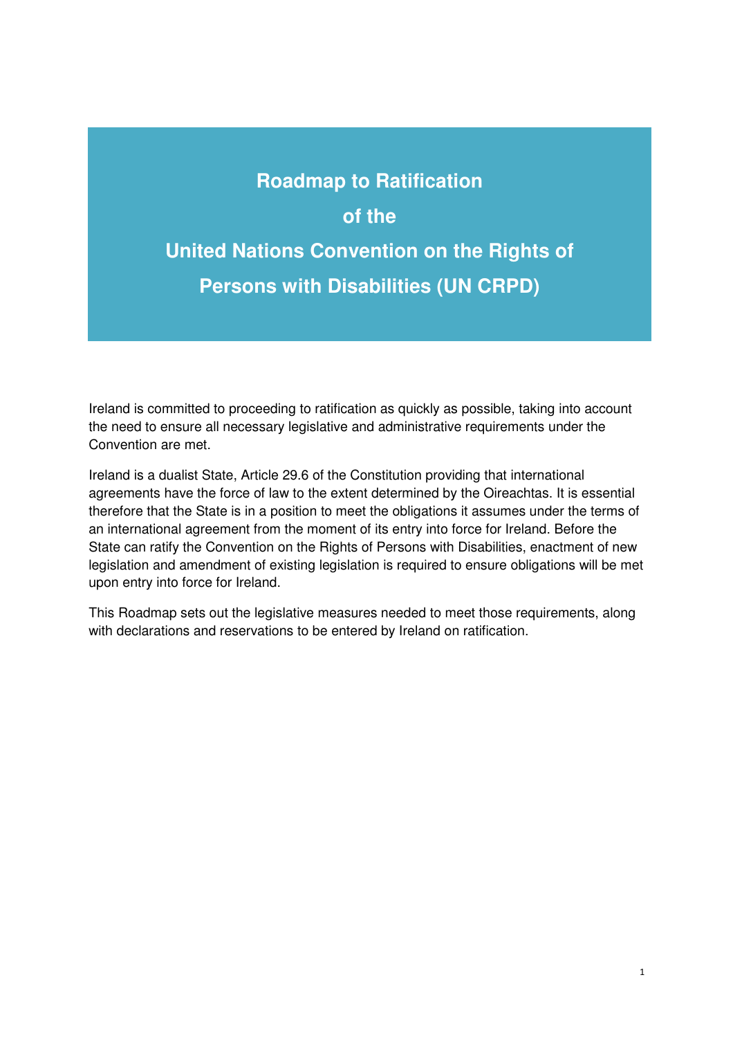# Roadmap to Ratification of the United Nations Convention on the Rights of Persons with Disabilities (UN CRPD)

Ireland is committed to proceeding to ratification as quickly as possible, taking into account the need to ensure all necessary legislative and administrative requirements under the Convention are met.

Ireland is a dualist State, Article 29.6 of the Constitution providing that international agreements have the force of law to the extent determined by the Oireachtas. It is essential therefore that the State is in a position to meet the obligations it assumes under the terms of an international agreement from the moment of its entry into force for Ireland. Before the State can ratify the Convention on the Rights of Persons with Disabilities, enactment of new legislation and amendment of existing legislation is required to ensure obligations will be met upon entry into force for Ireland.

This Roadmap sets out the legislative measures needed to meet those requirements, along with declarations and reservations to be entered by Ireland on ratification.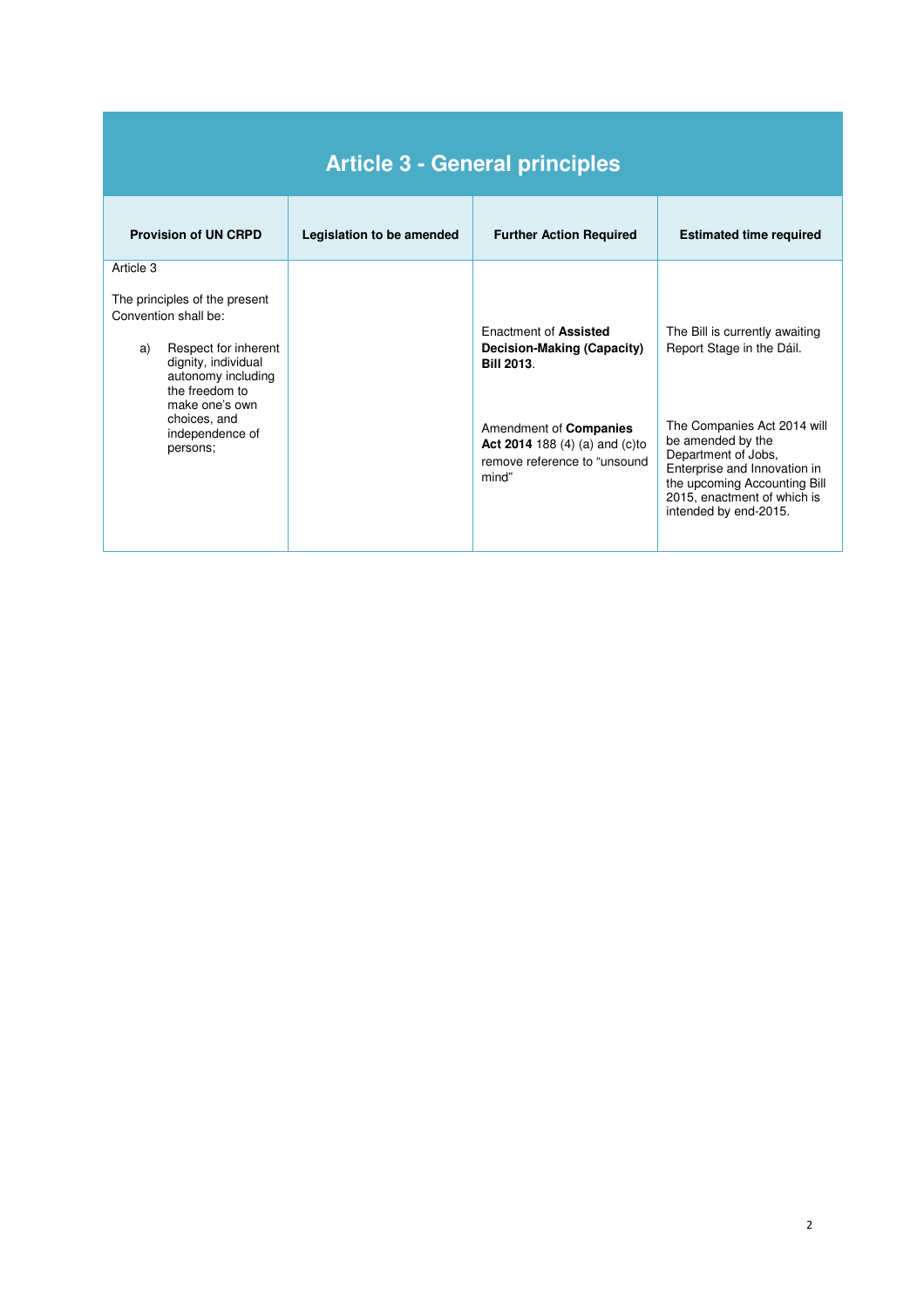# Article 3 - General principles

| Provision of UN CRPD | Legislation to be amended | Further Action Required | Estimated time required |
|---|---|---|---|
| Article 3<br><br>The principles of the present Convention shall be:<br><br>a) Respect for inherent dignity, individual autonomy including the freedom to make one's own choices, and independence of persons; | | Enactment of **Assisted Decision-Making (Capacity) Bill 2013**.<br><br>Amendment of **Companies Act 2014** 188 (4) (a) and (c)to remove reference to "unsound mind" | The Bill is currently awaiting Report Stage in the Dáil.<br><br>The Companies Act 2014 will be amended by the Department of Jobs, Enterprise and Innovation in the upcoming Accounting Bill 2015, enactment of which is intended by end-2015. |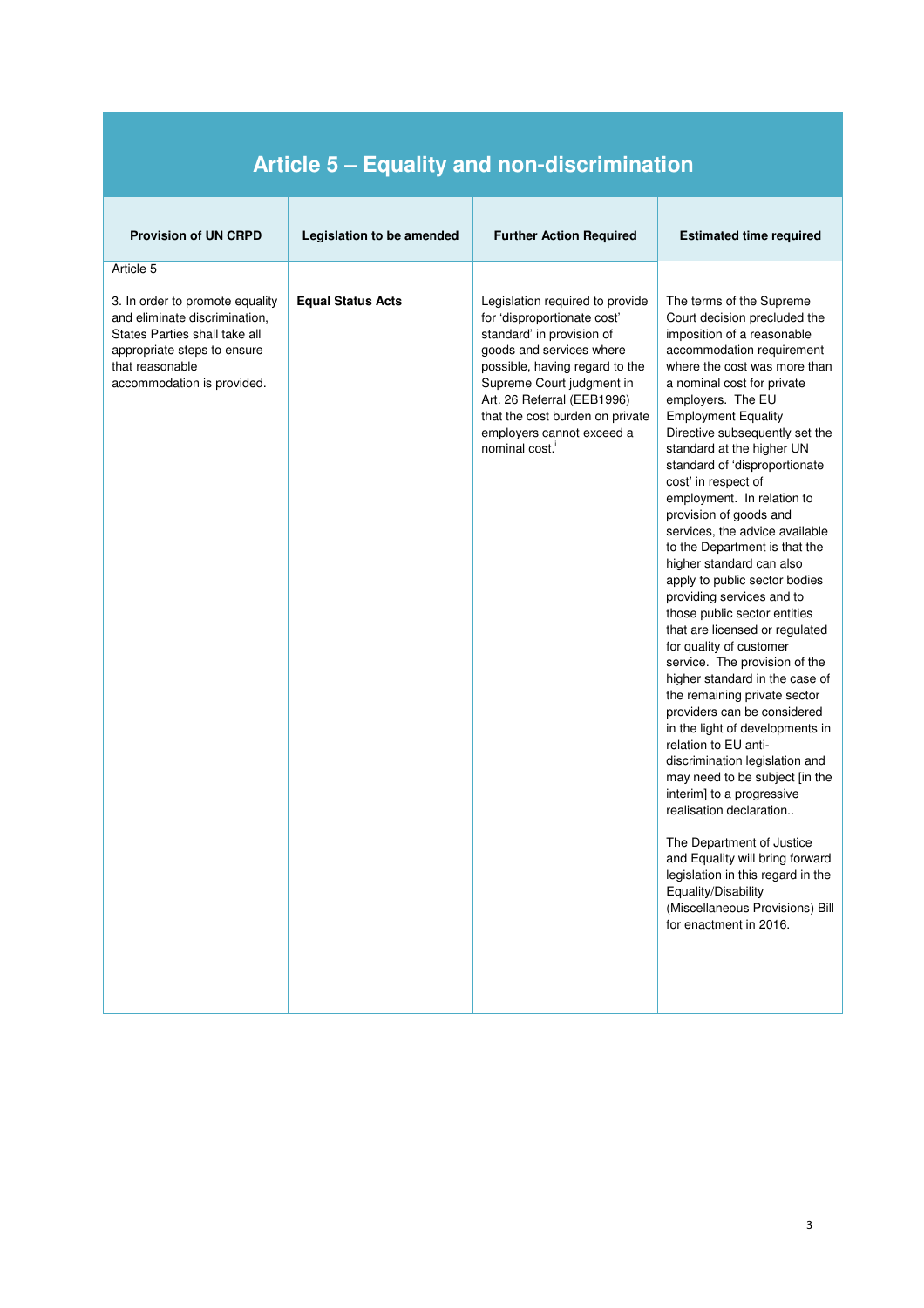## Article 5 – Equality and non-discrimination

| Provision of UN CRPD | Legislation to be amended | Further Action Required | Estimated time required |
|---|---|---|---|
| Article 5<br><br>3. In order to promote equality and eliminate discrimination, States Parties shall take all appropriate steps to ensure that reasonable accommodation is provided. | **Equal Status Acts** | Legislation required to provide for 'disproportionate cost' standard' in provision of goods and services where possible, having regard to the Supreme Court judgment in Art. 26 Referral (EEB1996) that the cost burden on private employers cannot exceed a nominal cost.[i] | The terms of the Supreme Court decision precluded the imposition of a reasonable accommodation requirement where the cost was more than a nominal cost for private employers. The EU Employment Equality Directive subsequently set the standard at the higher UN standard of 'disproportionate cost' in respect of employment. In relation to provision of goods and services, the advice available to the Department is that the higher standard can also apply to public sector bodies providing services and to those public sector entities that are licensed or regulated for quality of customer service. The provision of the higher standard in the case of the remaining private sector providers can be considered in the light of developments in relation to EU anti-discrimination legislation and may need to be subject [in the interim] to a progressive realisation declaration..<br><br>The Department of Justice and Equality will bring forward legislation in this regard in the Equality/Disability (Miscellaneous Provisions) Bill for enactment in 2016. |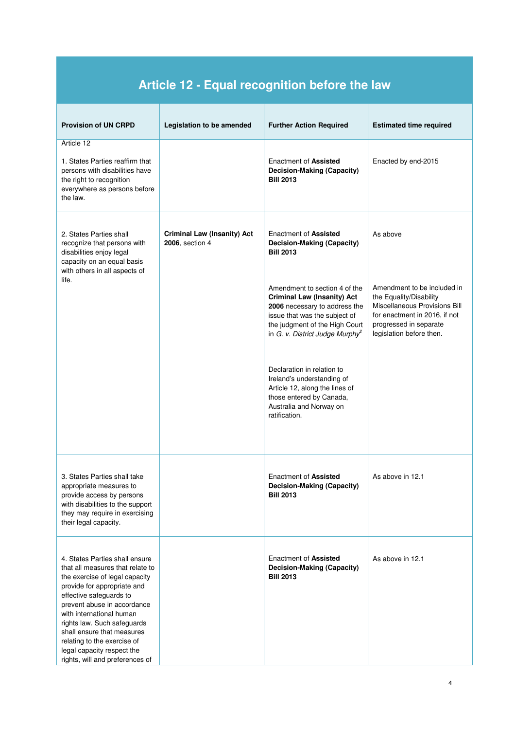## Article 12 - Equal recognition before the law

| Provision of UN CRPD | Legislation to be amended | Further Action Required | Estimated time required |
|---|---|---|---|
| Article 12<br><br>1. States Parties reaffirm that persons with disabilities have the right to recognition everywhere as persons before the law. | | Enactment of **Assisted Decision-Making (Capacity) Bill 2013** | Enacted by end-2015 |
| 2. States Parties shall recognize that persons with disabilities enjoy legal capacity on an equal basis with others in all aspects of life. | **Criminal Law (Insanity) Act 2006**, section 4 | Enactment of **Assisted Decision-Making (Capacity) Bill 2013** | As above |
| | | Amendment to section 4 of the **Criminal Law (Insanity) Act 2006** necessary to address the issue that was the subject of the judgment of the High Court in *G. v. District Judge Murphy*[2] | Amendment to be included in the Equality/Disability Miscellaneous Provisions Bill for enactment in 2016, if not progressed in separate legislation before then. |
| | | Declaration in relation to Ireland's understanding of Article 12, along the lines of those entered by Canada, Australia and Norway on ratification. | |
| 3. States Parties shall take appropriate measures to provide access by persons with disabilities to the support they may require in exercising their legal capacity. | | Enactment of **Assisted Decision-Making (Capacity) Bill 2013** | As above in 12.1 |
| 4. States Parties shall ensure that all measures that relate to the exercise of legal capacity provide for appropriate and effective safeguards to prevent abuse in accordance with international human rights law. Such safeguards shall ensure that measures relating to the exercise of legal capacity respect the rights, will and preferences of | | Enactment of **Assisted Decision-Making (Capacity) Bill 2013** | As above in 12.1 |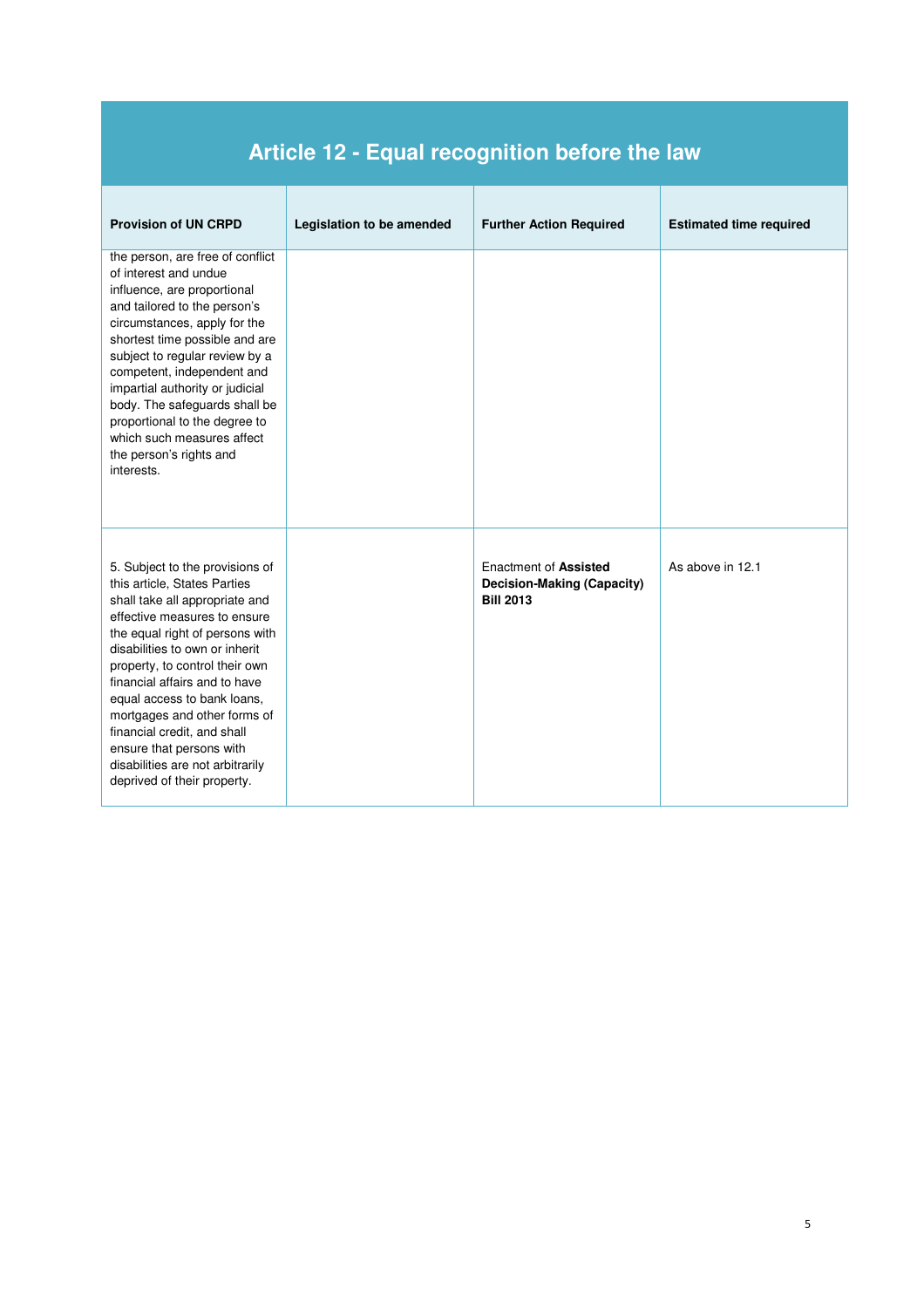## Article 12 - Equal recognition before the law

| Provision of UN CRPD | Legislation to be amended | Further Action Required | Estimated time required |
|---|---|---|---|
| the person, are free of conflict of interest and undue influence, are proportional and tailored to the person's circumstances, apply for the shortest time possible and are subject to regular review by a competent, independent and impartial authority or judicial body. The safeguards shall be proportional to the degree to which such measures affect the person's rights and interests. | | | |
| 5. Subject to the provisions of this article, States Parties shall take all appropriate and effective measures to ensure the equal right of persons with disabilities to own or inherit property, to control their own financial affairs and to have equal access to bank loans, mortgages and other forms of financial credit, and shall ensure that persons with disabilities are not arbitrarily deprived of their property. | | Enactment of **Assisted Decision-Making (Capacity) Bill 2013** | As above in 12.1 |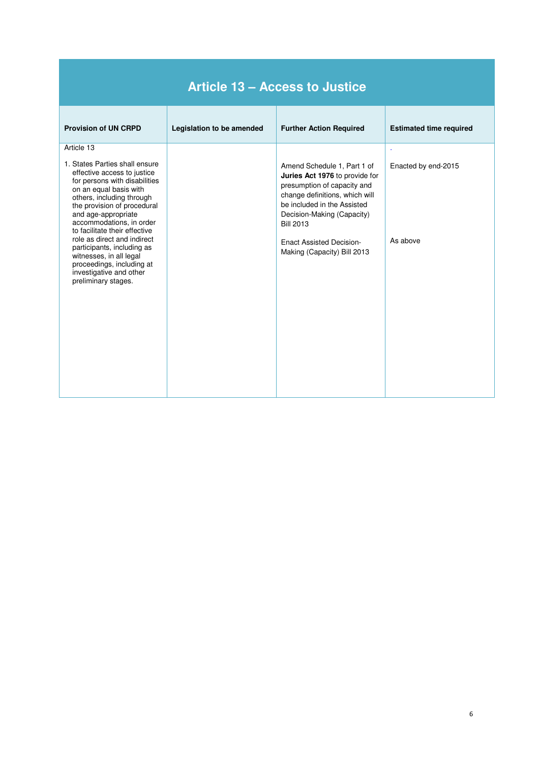## Article 13 – Access to Justice

| Provision of UN CRPD | Legislation to be amended | Further Action Required | Estimated time required |
|---|---|---|---|
| Article 13<br><br>1. States Parties shall ensure effective access to justice for persons with disabilities on an equal basis with others, including through the provision of procedural and age-appropriate accommodations, in order to facilitate their effective role as direct and indirect participants, including as witnesses, in all legal proceedings, including at investigative and other preliminary stages. | | Amend Schedule 1, Part 1 of **Juries Act 1976** to provide for presumption of capacity and change definitions, which will be included in the Assisted Decision-Making (Capacity) Bill 2013<br><br>Enact Assisted Decision-Making (Capacity) Bill 2013 | .<br><br>Enacted by end-2015<br><br>As above |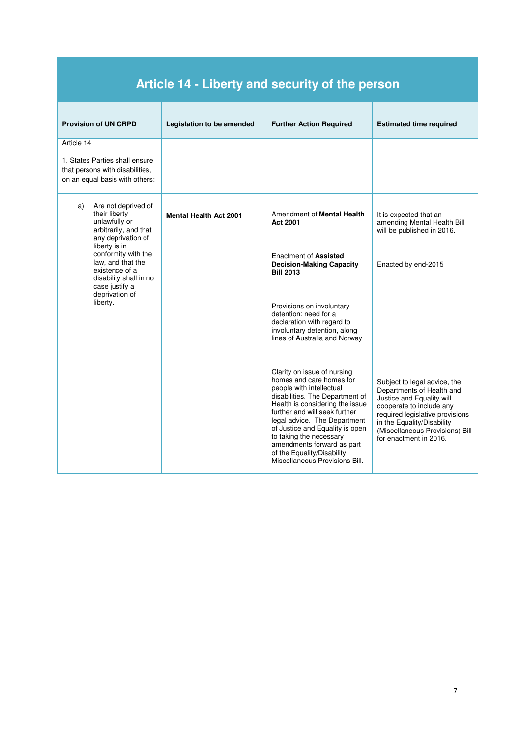## Article 14 - Liberty and security of the person

| Provision of UN CRPD | Legislation to be amended | Further Action Required | Estimated time required |
|---|---|---|---|
| Article 14<br><br>1. States Parties shall ensure that persons with disabilities, on an equal basis with others: | | | |
| a) Are not deprived of their liberty unlawfully or arbitrarily, and that any deprivation of liberty is in conformity with the law, and that the existence of a disability shall in no case justify a deprivation of liberty. | **Mental Health Act 2001** | Amendment of **Mental Health Act 2001** | It is expected that an amending Mental Health Bill will be published in 2016. |
| | | Enactment of **Assisted Decision-Making Capacity Bill 2013** | Enacted by end-2015 |
| | | Provisions on involuntary detention: need for a declaration with regard to involuntary detention, along lines of Australia and Norway | |
| | | Clarity on issue of nursing homes and care homes for people with intellectual disabilities. The Department of Health is considering the issue further and will seek further legal advice. The Department of Justice and Equality is open to taking the necessary amendments forward as part of the Equality/Disability Miscellaneous Provisions Bill. | Subject to legal advice, the Departments of Health and Justice and Equality will cooperate to include any required legislative provisions in the Equality/Disability (Miscellaneous Provisions) Bill for enactment in 2016. |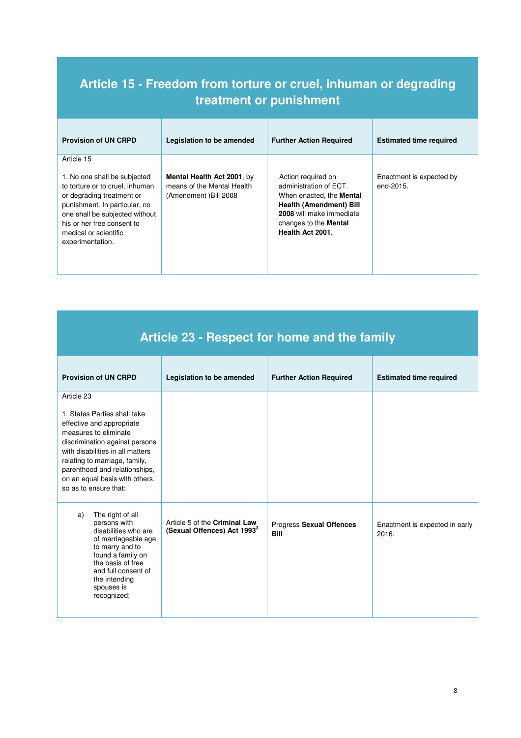## Article 15 - Freedom from torture or cruel, inhuman or degrading treatment or punishment

| Provision of UN CRPD | Legislation to be amended | Further Action Required | Estimated time required |
|---|---|---|---|
| Article 15<br><br>1. No one shall be subjected to torture or to cruel, inhuman or degrading treatment or punishment. In particular, no one shall be subjected without his or her free consent to medical or scientific experimentation. | **Mental Health Act 2001**, by means of the Mental Health (Amendment )Bill 2008 | Action required on administration of ECT. When enacted, the **Mental Health (Amendment) Bill 2008** will make immediate changes to the **Mental Health Act 2001.** | Enactment is expected by end-2015. |

## Article 23 - Respect for home and the family

| Provision of UN CRPD | Legislation to be amended | Further Action Required | Estimated time required |
|---|---|---|---|
| Article 23<br><br>1. States Parties shall take effective and appropriate measures to eliminate discrimination against persons with disabilities in all matters relating to marriage, family, parenthood and relationships, on an equal basis with others, so as to ensure that: | | | |
| a) The right of all persons with disabilities who are of marriageable age to marry and to found a family on the basis of free and full consent of the intending spouses is recognized; | Article 5 of the **Criminal Law (Sexual Offences) Act 1993**[3] | Progress **Sexual Offences Bill** | Enactment is expected in early 2016. |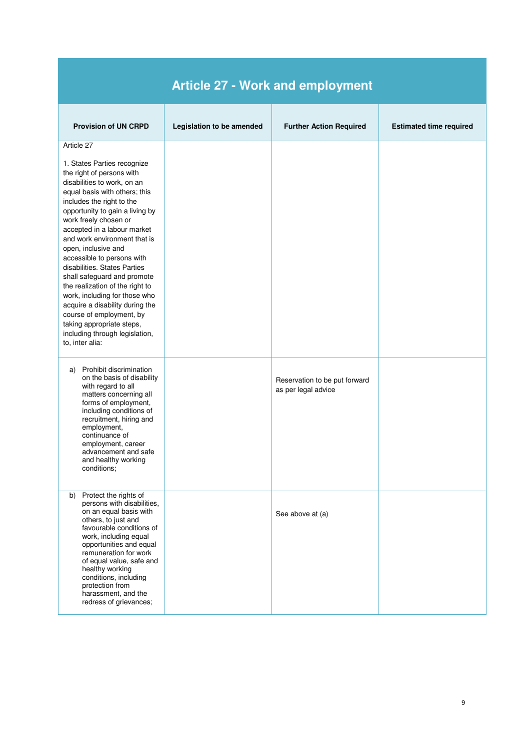## Article 27 - Work and employment

| Provision of UN CRPD | Legislation to be amended | Further Action Required | Estimated time required |
|---|---|---|---|
| Article 27<br><br>1. States Parties recognize the right of persons with disabilities to work, on an equal basis with others; this includes the right to the opportunity to gain a living by work freely chosen or accepted in a labour market and work environment that is open, inclusive and accessible to persons with disabilities. States Parties shall safeguard and promote the realization of the right to work, including for those who acquire a disability during the course of employment, by taking appropriate steps, including through legislation, to, inter alia: | | | |
| a) Prohibit discrimination on the basis of disability with regard to all matters concerning all forms of employment, including conditions of recruitment, hiring and employment, continuance of employment, career advancement and safe and healthy working conditions; | | Reservation to be put forward as per legal advice | |
| b) Protect the rights of persons with disabilities, on an equal basis with others, to just and favourable conditions of work, including equal opportunities and equal remuneration for work of equal value, safe and healthy working conditions, including protection from harassment, and the redress of grievances; | | See above at (a) | |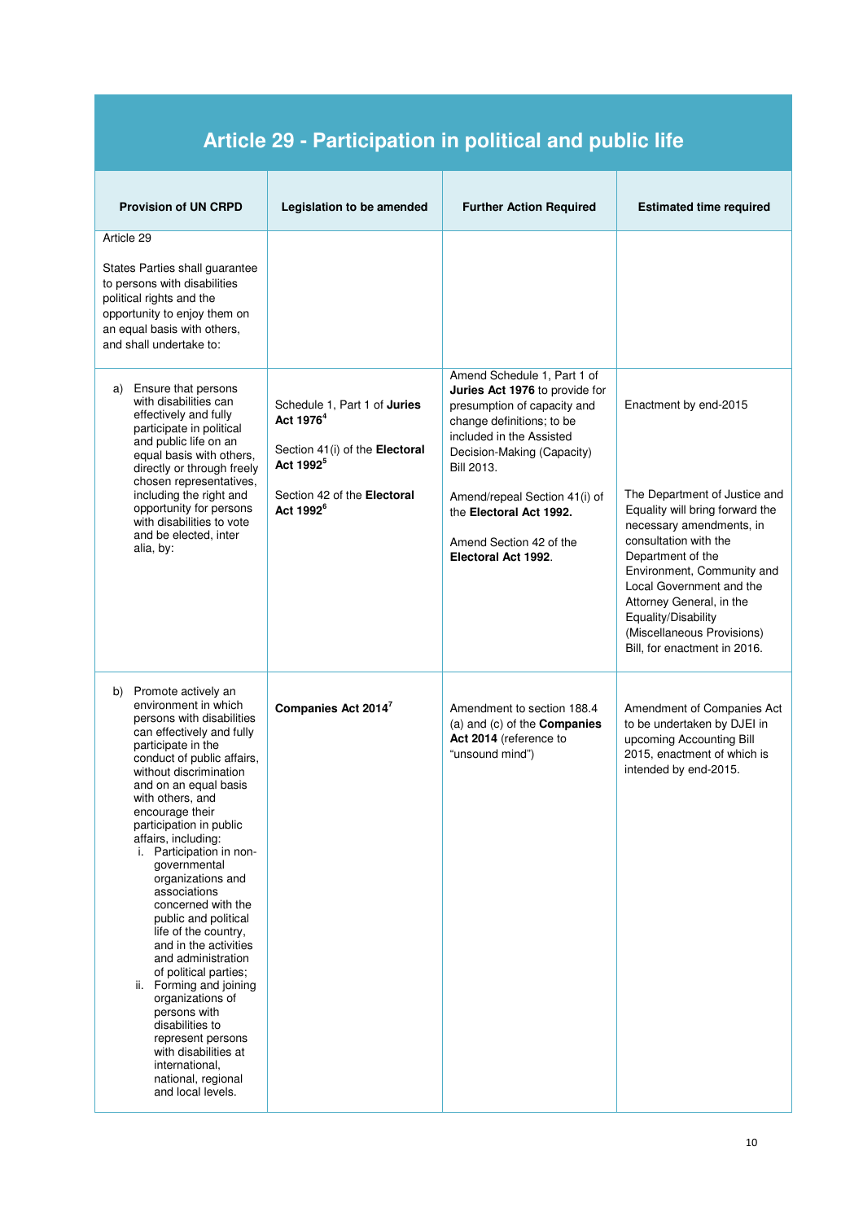## Article 29 - Participation in political and public life

| Provision of UN CRPD | Legislation to be amended | Further Action Required | Estimated time required |
|---|---|---|---|
| Article 29<br><br>States Parties shall guarantee to persons with disabilities political rights and the opportunity to enjoy them on an equal basis with others, and shall undertake to: | | | |
| a) Ensure that persons with disabilities can effectively and fully participate in political and public life on an equal basis with others, directly or through freely chosen representatives, including the right and opportunity for persons with disabilities to vote and be elected, inter alia, by: | Schedule 1, Part 1 of **Juries Act 1976**[4]<br><br>Section 41(i) of the **Electoral Act 1992**[5]<br><br>Section 42 of the **Electoral Act 1992**[6] | Amend Schedule 1, Part 1 of **Juries Act 1976** to provide for presumption of capacity and change definitions; to be included in the Assisted Decision-Making (Capacity) Bill 2013.<br><br>Amend/repeal Section 41(i) of the **Electoral Act 1992.**<br><br>Amend Section 42 of the **Electoral Act 1992**. | Enactment by end-2015<br><br>The Department of Justice and Equality will bring forward the necessary amendments, in consultation with the Department of the Environment, Community and Local Government and the Attorney General, in the Equality/Disability (Miscellaneous Provisions) Bill, for enactment in 2016. |
| b) Promote actively an environment in which persons with disabilities can effectively and fully participate in the conduct of public affairs, without discrimination and on an equal basis with others, and encourage their participation in public affairs, including:<br>i. Participation in non-governmental organizations and associations concerned with the public and political life of the country, and in the activities and administration of political parties;<br>ii. Forming and joining organizations of persons with disabilities to represent persons with disabilities at international, national, regional and local levels. | **Companies Act 2014**[7] | Amendment to section 188.4 (a) and (c) of the **Companies Act 2014** (reference to "unsound mind") | Amendment of Companies Act to be undertaken by DJEI in upcoming Accounting Bill 2015, enactment of which is intended by end-2015. |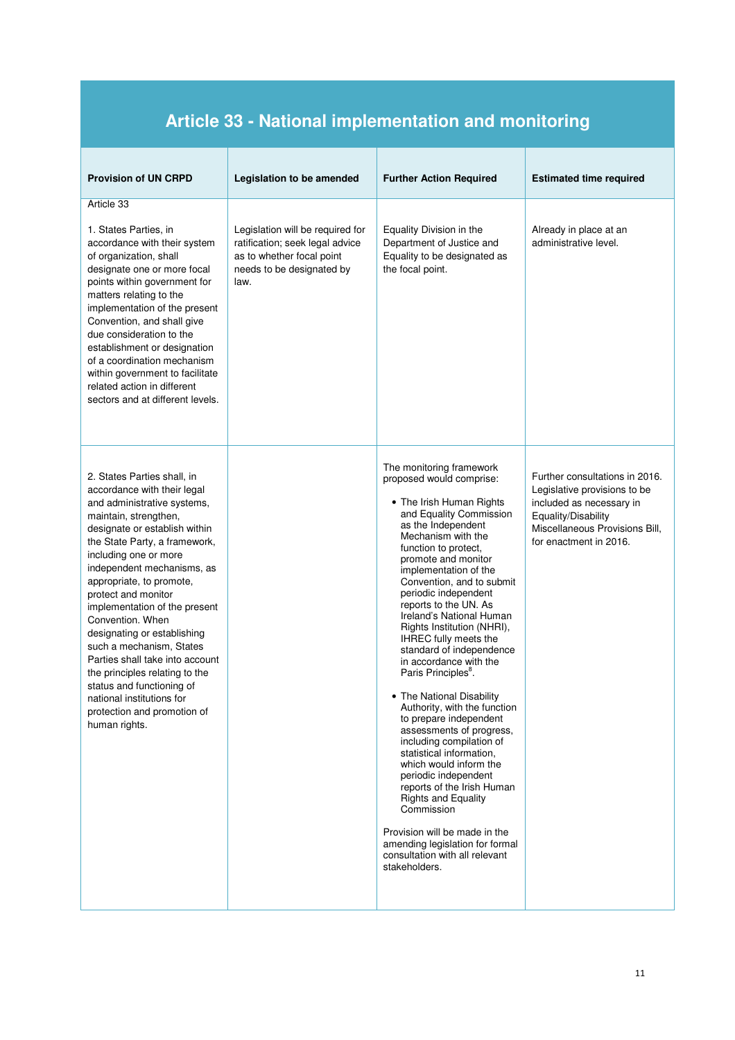## Article 33 - National implementation and monitoring

| Provision of UN CRPD | Legislation to be amended | Further Action Required | Estimated time required |
|---|---|---|---|
| Article 33<br><br>1. States Parties, in accordance with their system of organization, shall designate one or more focal points within government for matters relating to the implementation of the present Convention, and shall give due consideration to the establishment or designation of a coordination mechanism within government to facilitate related action in different sectors and at different levels. | Legislation will be required for ratification; seek legal advice as to whether focal point needs to be designated by law. | Equality Division in the Department of Justice and Equality to be designated as the focal point. | Already in place at an administrative level. |
| 2. States Parties shall, in accordance with their legal and administrative systems, maintain, strengthen, designate or establish within the State Party, a framework, including one or more independent mechanisms, as appropriate, to promote, protect and monitor implementation of the present Convention. When designating or establishing such a mechanism, States Parties shall take into account the principles relating to the status and functioning of national institutions for protection and promotion of human rights. | | The monitoring framework proposed would comprise:<br><br>• The Irish Human Rights and Equality Commission as the Independent Mechanism with the function to protect, promote and monitor implementation of the Convention, and to submit periodic independent reports to the UN. As Ireland's National Human Rights Institution (NHRI), IHREC fully meets the standard of independence in accordance with the Paris Principles[8].<br><br>• The National Disability Authority, with the function to prepare independent assessments of progress, including compilation of statistical information, which would inform the periodic independent reports of the Irish Human Rights and Equality Commission<br><br>Provision will be made in the amending legislation for formal consultation with all relevant stakeholders. | Further consultations in 2016. Legislative provisions to be included as necessary in Equality/Disability Miscellaneous Provisions Bill, for enactment in 2016. |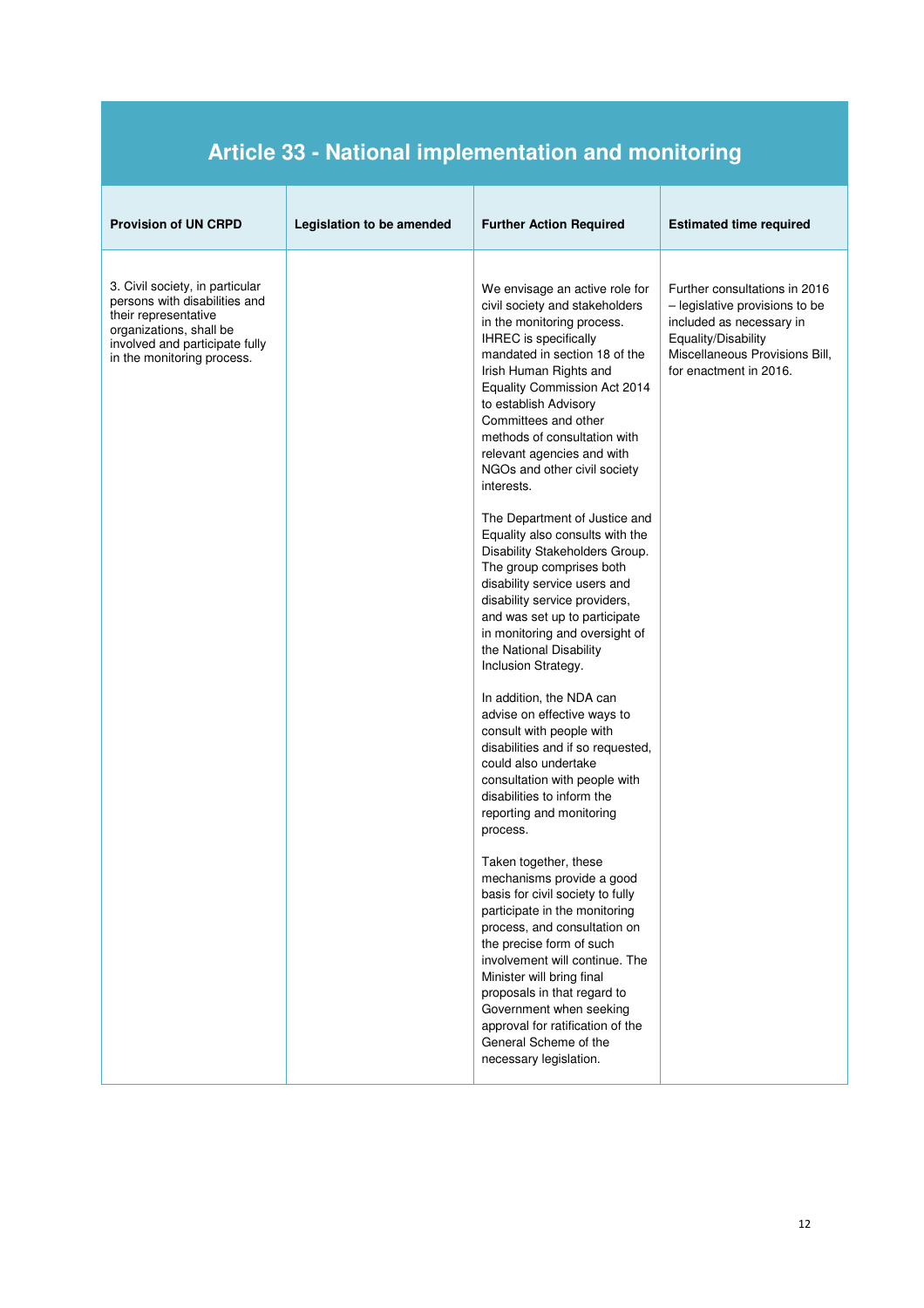## Article 33 - National implementation and monitoring

| Provision of UN CRPD | Legislation to be amended | Further Action Required | Estimated time required |
|---|---|---|---|
| 3. Civil society, in particular persons with disabilities and their representative organizations, shall be involved and participate fully in the monitoring process. | | We envisage an active role for civil society and stakeholders in the monitoring process. IHREC is specifically mandated in section 18 of the Irish Human Rights and Equality Commission Act 2014 to establish Advisory Committees and other methods of consultation with relevant agencies and with NGOs and other civil society interests.<br><br>The Department of Justice and Equality also consults with the Disability Stakeholders Group. The group comprises both disability service users and disability service providers, and was set up to participate in monitoring and oversight of the National Disability Inclusion Strategy.<br><br>In addition, the NDA can advise on effective ways to consult with people with disabilities and if so requested, could also undertake consultation with people with disabilities to inform the reporting and monitoring process.<br><br>Taken together, these mechanisms provide a good basis for civil society to fully participate in the monitoring process, and consultation on the precise form of such involvement will continue. The Minister will bring final proposals in that regard to Government when seeking approval for ratification of the General Scheme of the necessary legislation. | Further consultations in 2016 – legislative provisions to be included as necessary in Equality/Disability Miscellaneous Provisions Bill, for enactment in 2016. |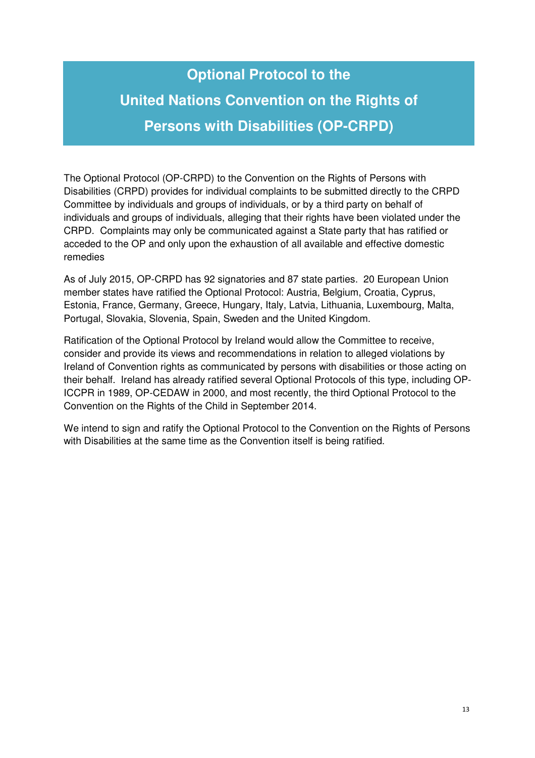# Optional Protocol to the United Nations Convention on the Rights of Persons with Disabilities (OP-CRPD)

The Optional Protocol (OP-CRPD) to the Convention on the Rights of Persons with Disabilities (CRPD) provides for individual complaints to be submitted directly to the CRPD Committee by individuals and groups of individuals, or by a third party on behalf of individuals and groups of individuals, alleging that their rights have been violated under the CRPD. Complaints may only be communicated against a State party that has ratified or acceded to the OP and only upon the exhaustion of all available and effective domestic remedies

As of July 2015, OP-CRPD has 92 signatories and 87 state parties. 20 European Union member states have ratified the Optional Protocol: Austria, Belgium, Croatia, Cyprus, Estonia, France, Germany, Greece, Hungary, Italy, Latvia, Lithuania, Luxembourg, Malta, Portugal, Slovakia, Slovenia, Spain, Sweden and the United Kingdom.

Ratification of the Optional Protocol by Ireland would allow the Committee to receive, consider and provide its views and recommendations in relation to alleged violations by Ireland of Convention rights as communicated by persons with disabilities or those acting on their behalf. Ireland has already ratified several Optional Protocols of this type, including OP-ICCPR in 1989, OP-CEDAW in 2000, and most recently, the third Optional Protocol to the Convention on the Rights of the Child in September 2014.

We intend to sign and ratify the Optional Protocol to the Convention on the Rights of Persons with Disabilities at the same time as the Convention itself is being ratified.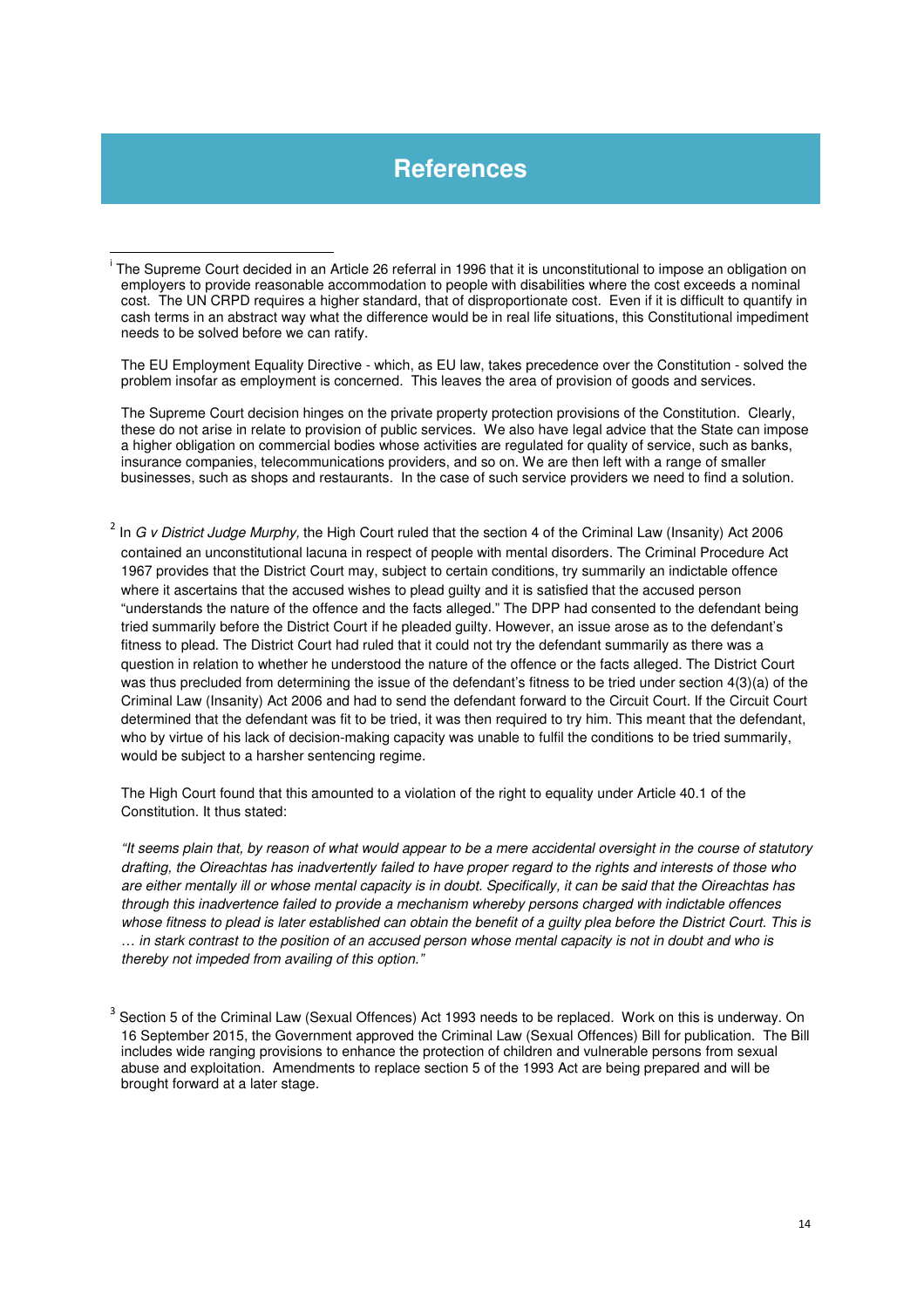# References

[i] The Supreme Court decided in an Article 26 referral in 1996 that it is unconstitutional to impose an obligation on employers to provide reasonable accommodation to people with disabilities where the cost exceeds a nominal cost. The UN CRPD requires a higher standard, that of disproportionate cost. Even if it is difficult to quantify in cash terms in an abstract way what the difference would be in real life situations, this Constitutional impediment needs to be solved before we can ratify.

The EU Employment Equality Directive - which, as EU law, takes precedence over the Constitution - solved the problem insofar as employment is concerned. This leaves the area of provision of goods and services.

The Supreme Court decision hinges on the private property protection provisions of the Constitution. Clearly, these do not arise in relate to provision of public services. We also have legal advice that the State can impose a higher obligation on commercial bodies whose activities are regulated for quality of service, such as banks, insurance companies, telecommunications providers, and so on. We are then left with a range of smaller businesses, such as shops and restaurants. In the case of such service providers we need to find a solution.

[2] In *G v District Judge Murphy,* the High Court ruled that the section 4 of the Criminal Law (Insanity) Act 2006 contained an unconstitutional lacuna in respect of people with mental disorders. The Criminal Procedure Act 1967 provides that the District Court may, subject to certain conditions, try summarily an indictable offence where it ascertains that the accused wishes to plead guilty and it is satisfied that the accused person "understands the nature of the offence and the facts alleged." The DPP had consented to the defendant being tried summarily before the District Court if he pleaded guilty. However, an issue arose as to the defendant's fitness to plead. The District Court had ruled that it could not try the defendant summarily as there was a question in relation to whether he understood the nature of the offence or the facts alleged. The District Court was thus precluded from determining the issue of the defendant's fitness to be tried under section 4(3)(a) of the Criminal Law (Insanity) Act 2006 and had to send the defendant forward to the Circuit Court. If the Circuit Court determined that the defendant was fit to be tried, it was then required to try him. This meant that the defendant, who by virtue of his lack of decision-making capacity was unable to fulfil the conditions to be tried summarily, would be subject to a harsher sentencing regime.

The High Court found that this amounted to a violation of the right to equality under Article 40.1 of the Constitution. It thus stated:

*"It seems plain that, by reason of what would appear to be a mere accidental oversight in the course of statutory drafting, the Oireachtas has inadvertently failed to have proper regard to the rights and interests of those who are either mentally ill or whose mental capacity is in doubt. Specifically, it can be said that the Oireachtas has through this inadvertence failed to provide a mechanism whereby persons charged with indictable offences whose fitness to plead is later established can obtain the benefit of a guilty plea before the District Court. This is … in stark contrast to the position of an accused person whose mental capacity is not in doubt and who is thereby not impeded from availing of this option."*

[3] Section 5 of the Criminal Law (Sexual Offences) Act 1993 needs to be replaced. Work on this is underway. On 16 September 2015, the Government approved the Criminal Law (Sexual Offences) Bill for publication. The Bill includes wide ranging provisions to enhance the protection of children and vulnerable persons from sexual abuse and exploitation. Amendments to replace section 5 of the 1993 Act are being prepared and will be brought forward at a later stage.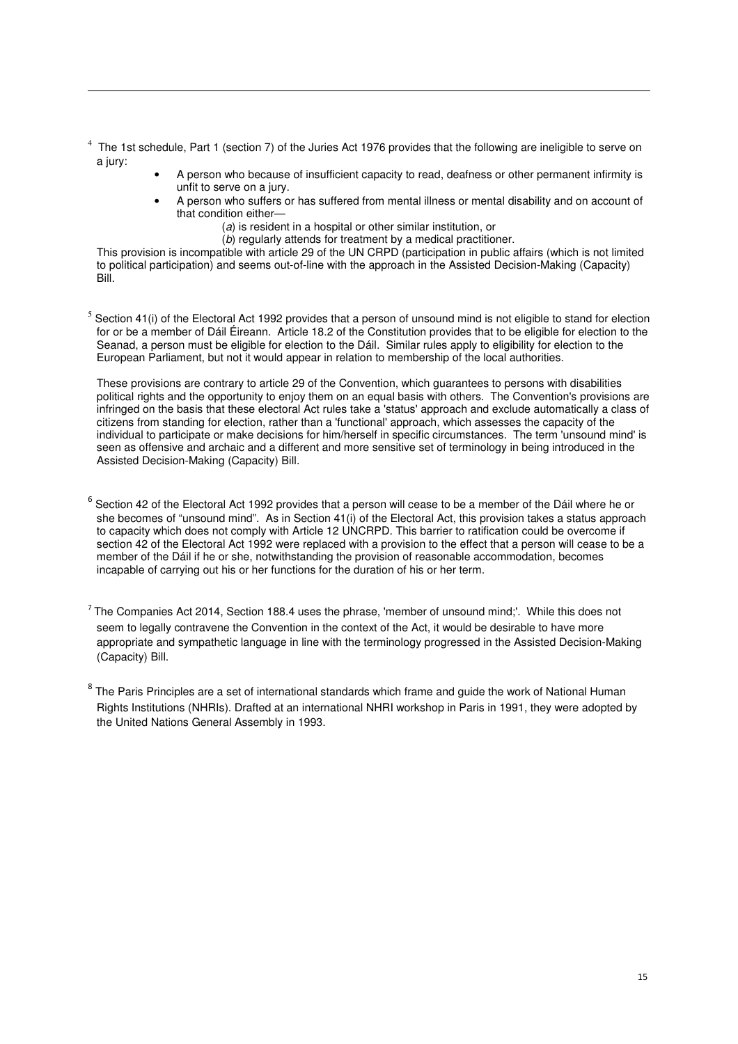[4] The 1st schedule, Part 1 (section 7) of the Juries Act 1976 provides that the following are ineligible to serve on a jury:

- A person who because of insufficient capacity to read, deafness or other permanent infirmity is unfit to serve on a jury.
- A person who suffers or has suffered from mental illness or mental disability and on account of that condition either—
  - (*a*) is resident in a hospital or other similar institution, or
  - (*b*) regularly attends for treatment by a medical practitioner.

This provision is incompatible with article 29 of the UN CRPD (participation in public affairs (which is not limited to political participation) and seems out-of-line with the approach in the Assisted Decision-Making (Capacity) Bill.

[5] Section 41(i) of the Electoral Act 1992 provides that a person of unsound mind is not eligible to stand for election for or be a member of Dáil Éireann. Article 18.2 of the Constitution provides that to be eligible for election to the Seanad, a person must be eligible for election to the Dáil. Similar rules apply to eligibility for election to the European Parliament, but not it would appear in relation to membership of the local authorities.

These provisions are contrary to article 29 of the Convention, which guarantees to persons with disabilities political rights and the opportunity to enjoy them on an equal basis with others. The Convention's provisions are infringed on the basis that these electoral Act rules take a 'status' approach and exclude automatically a class of citizens from standing for election, rather than a 'functional' approach, which assesses the capacity of the individual to participate or make decisions for him/herself in specific circumstances. The term 'unsound mind' is seen as offensive and archaic and a different and more sensitive set of terminology in being introduced in the Assisted Decision-Making (Capacity) Bill.

[6] Section 42 of the Electoral Act 1992 provides that a person will cease to be a member of the Dáil where he or she becomes of "unsound mind". As in Section 41(i) of the Electoral Act, this provision takes a status approach to capacity which does not comply with Article 12 UNCRPD. This barrier to ratification could be overcome if section 42 of the Electoral Act 1992 were replaced with a provision to the effect that a person will cease to be a member of the Dáil if he or she, notwithstanding the provision of reasonable accommodation, becomes incapable of carrying out his or her functions for the duration of his or her term.

[7] The Companies Act 2014, Section 188.4 uses the phrase, 'member of unsound mind;'. While this does not seem to legally contravene the Convention in the context of the Act, it would be desirable to have more appropriate and sympathetic language in line with the terminology progressed in the Assisted Decision-Making (Capacity) Bill.

[8] The Paris Principles are a set of international standards which frame and guide the work of National Human Rights Institutions (NHRIs). Drafted at an international NHRI workshop in Paris in 1991, they were adopted by the United Nations General Assembly in 1993.